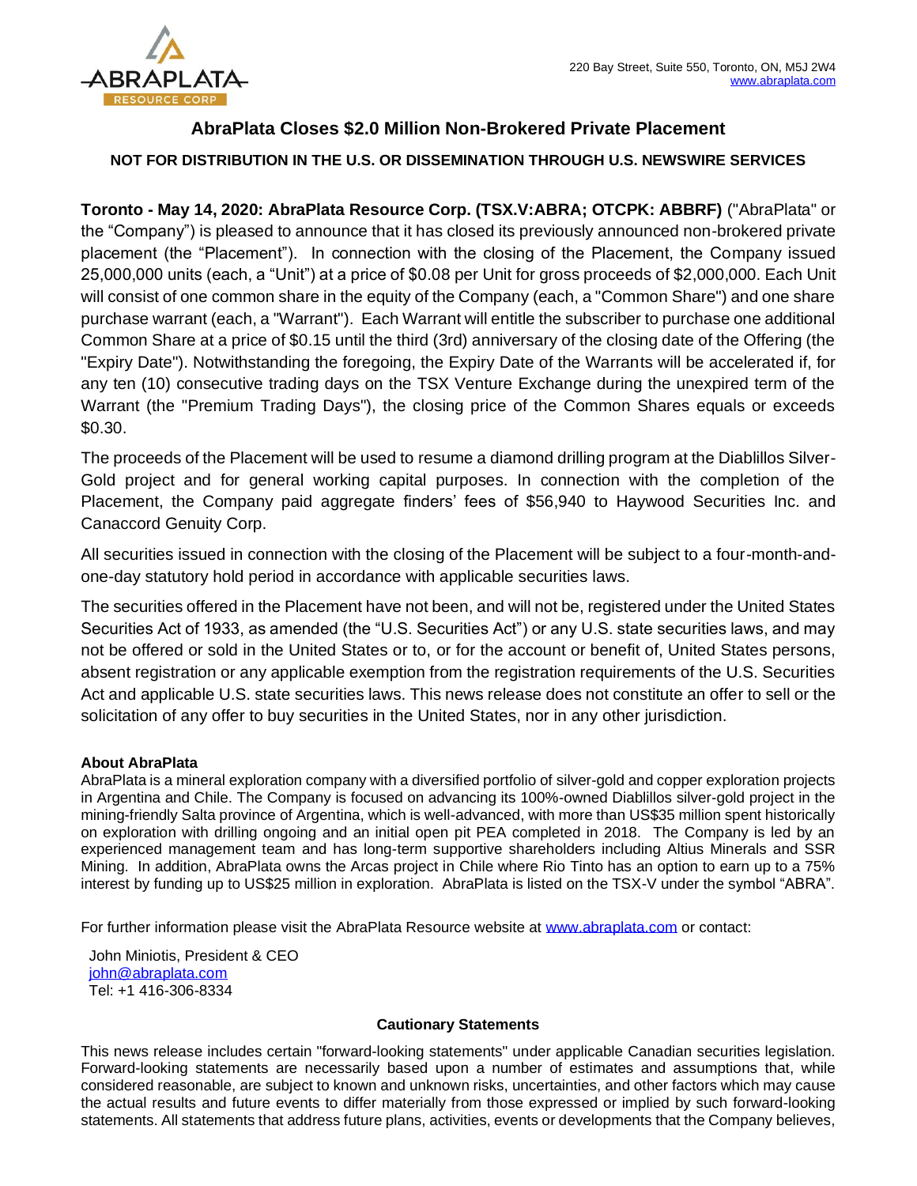220 Bay Street, Suite 550, Toronto, ON, M5J 2W4
www.abraplata.com

# AbraPlata Closes $2.0 Million Non-Brokered Private Placement

**NOT FOR DISTRIBUTION IN THE U.S. OR DISSEMINATION THROUGH U.S. NEWSWIRE SERVICES**

**Toronto - May 14, 2020: AbraPlata Resource Corp. (TSX.V:ABRA; OTCPK: ABBRF)** ("AbraPlata" or the "Company") is pleased to announce that it has closed its previously announced non-brokered private placement (the "Placement"). In connection with the closing of the Placement, the Company issued 25,000,000 units (each, a "Unit") at a price of $0.08 per Unit for gross proceeds of $2,000,000. Each Unit will consist of one common share in the equity of the Company (each, a "Common Share") and one share purchase warrant (each, a "Warrant"). Each Warrant will entitle the subscriber to purchase one additional Common Share at a price of $0.15 until the third (3rd) anniversary of the closing date of the Offering (the "Expiry Date"). Notwithstanding the foregoing, the Expiry Date of the Warrants will be accelerated if, for any ten (10) consecutive trading days on the TSX Venture Exchange during the unexpired term of the Warrant (the "Premium Trading Days"), the closing price of the Common Shares equals or exceeds $0.30.

The proceeds of the Placement will be used to resume a diamond drilling program at the Diablillos Silver-Gold project and for general working capital purposes. In connection with the completion of the Placement, the Company paid aggregate finders' fees of $56,940 to Haywood Securities Inc. and Canaccord Genuity Corp.

All securities issued in connection with the closing of the Placement will be subject to a four-month-and-one-day statutory hold period in accordance with applicable securities laws.

The securities offered in the Placement have not been, and will not be, registered under the United States Securities Act of 1933, as amended (the "U.S. Securities Act") or any U.S. state securities laws, and may not be offered or sold in the United States or to, or for the account or benefit of, United States persons, absent registration or any applicable exemption from the registration requirements of the U.S. Securities Act and applicable U.S. state securities laws. This news release does not constitute an offer to sell or the solicitation of any offer to buy securities in the United States, nor in any other jurisdiction.

**About AbraPlata**

AbraPlata is a mineral exploration company with a diversified portfolio of silver-gold and copper exploration projects in Argentina and Chile. The Company is focused on advancing its 100%-owned Diablillos silver-gold project in the mining-friendly Salta province of Argentina, which is well-advanced, with more than US$35 million spent historically on exploration with drilling ongoing and an initial open pit PEA completed in 2018. The Company is led by an experienced management team and has long-term supportive shareholders including Altius Minerals and SSR Mining. In addition, AbraPlata owns the Arcas project in Chile where Rio Tinto has an option to earn up to a 75% interest by funding up to US$25 million in exploration. AbraPlata is listed on the TSX-V under the symbol "ABRA".

For further information please visit the AbraPlata Resource website at www.abraplata.com or contact:

John Miniotis, President & CEO
john@abraplata.com
Tel: +1 416-306-8334

**Cautionary Statements**

This news release includes certain "forward-looking statements" under applicable Canadian securities legislation. Forward-looking statements are necessarily based upon a number of estimates and assumptions that, while considered reasonable, are subject to known and unknown risks, uncertainties, and other factors which may cause the actual results and future events to differ materially from those expressed or implied by such forward-looking statements. All statements that address future plans, activities, events or developments that the Company believes,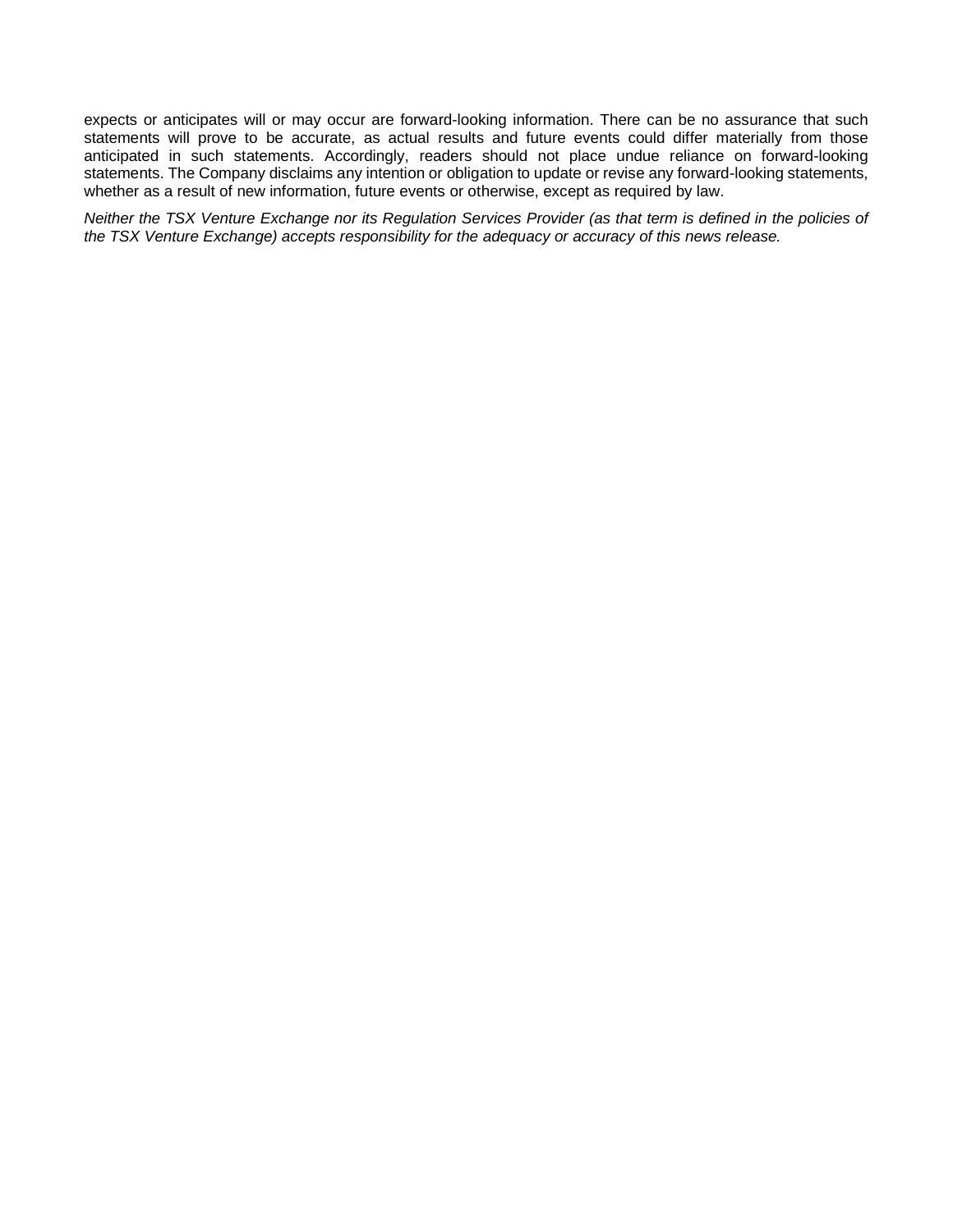expects or anticipates will or may occur are forward-looking information. There can be no assurance that such statements will prove to be accurate, as actual results and future events could differ materially from those anticipated in such statements. Accordingly, readers should not place undue reliance on forward-looking statements. The Company disclaims any intention or obligation to update or revise any forward-looking statements, whether as a result of new information, future events or otherwise, except as required by law.

*Neither the TSX Venture Exchange nor its Regulation Services Provider (as that term is defined in the policies of the TSX Venture Exchange) accepts responsibility for the adequacy or accuracy of this news release.*